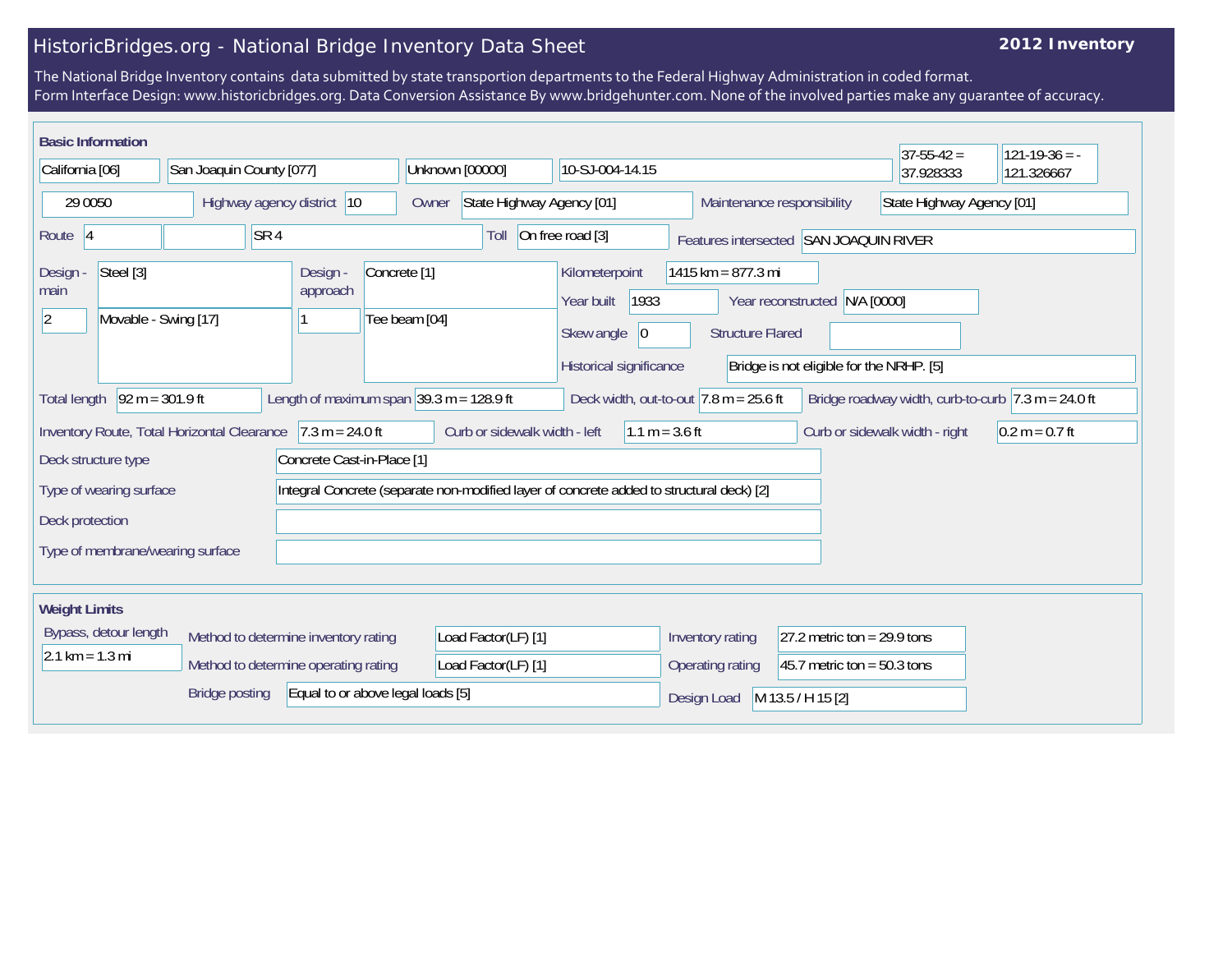# HistoricBridges.org - National Bridge Inventory Data Sheet

**2012 Inventory**

The National Bridge Inventory contains data submitted by state transportion departments to the Federal Highway Administration in coded format.
Form Interface Design: www.historicbridges.org. Data Conversion Assistance By www.bridgehunter.com. None of the involved parties make any guarantee of accuracy.

## Basic Information

| Field | Value |
|---|---|
| State | California [06] |
| County | San Joaquin County [077] |
| Place | Unknown [00000] |
| Location | 10-SJ-004-14.15 |
| Latitude | 37-55-42 = 37.928333 |
| Longitude | 121-19-36 = -121.326667 |
| Structure number | 29 0050 |
| Highway agency district | 10 |
| Owner | State Highway Agency [01] |
| Maintenance responsibility | State Highway Agency [01] |
| Route | 4 |
| Facility carried | SR 4 |
| Toll | On free road [3] |
| Features intersected | SAN JOAQUIN RIVER |
| Design - main | Steel [3] |
| Number of main spans | 2 |
| Main design type | Movable - Swing [17] |
| Design - approach | Concrete [1] |
| Number of approach spans | 1 |
| Approach design type | Tee beam [04] |
| Kilometerpoint | 1415 km = 877.3 mi |
| Year built | 1933 |
| Year reconstructed | N/A [0000] |
| Skew angle | 0 |
| Structure Flared | |
| Historical significance | Bridge is not eligible for the NRHP. [5] |
| Total length | 92 m = 301.9 ft |
| Length of maximum span | 39.3 m = 128.9 ft |
| Deck width, out-to-out | 7.8 m = 25.6 ft |
| Bridge roadway width, curb-to-curb | 7.3 m = 24.0 ft |
| Inventory Route, Total Horizontal Clearance | 7.3 m = 24.0 ft |
| Curb or sidewalk width - left | 1.1 m = 3.6 ft |
| Curb or sidewalk width - right | 0.2 m = 0.7 ft |
| Deck structure type | Concrete Cast-in-Place [1] |
| Type of wearing surface | Integral Concrete (separate non-modified layer of concrete added to structural deck) [2] |
| Deck protection | |
| Type of membrane/wearing surface | |

## Weight Limits

| Field | Value |
|---|---|
| Bypass, detour length | 2.1 km = 1.3 mi |
| Method to determine inventory rating | Load Factor(LF) [1] |
| Method to determine operating rating | Load Factor(LF) [1] |
| Bridge posting | Equal to or above legal loads [5] |
| Inventory rating | 27.2 metric ton = 29.9 tons |
| Operating rating | 45.7 metric ton = 50.3 tons |
| Design Load | M 13.5 / H 15 [2] |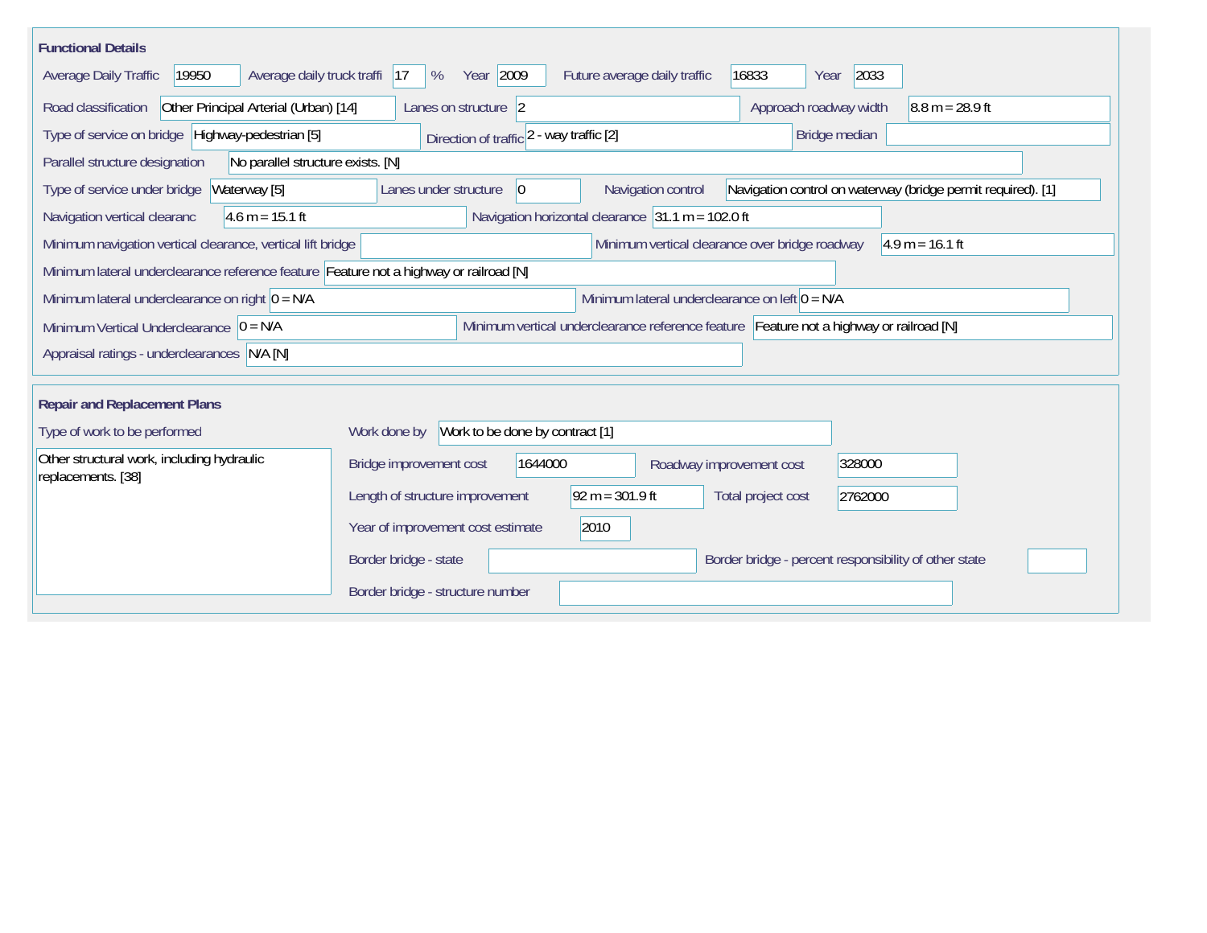## Functional Details

| Field | Value |
| --- | --- |
| Average Daily Traffic | 19950 |
| Average daily truck traffi | 17 % |
| Year | 2009 |
| Future average daily traffic | 16833 |
| Year | 2033 |
| Road classification | Other Principal Arterial (Urban) [14] |
| Lanes on structure | 2 |
| Approach roadway width | 8.8 m = 28.9 ft |
| Type of service on bridge | Highway-pedestrian [5] |
| Direction of traffic | 2 - way traffic [2] |
| Bridge median | |
| Parallel structure designation | No parallel structure exists. [N] |
| Type of service under bridge | Waterway [5] |
| Lanes under structure | 0 |
| Navigation control | Navigation control on waterway (bridge permit required). [1] |
| Navigation vertical clearanc | 4.6 m = 15.1 ft |
| Navigation horizontal clearance | 31.1 m = 102.0 ft |
| Minimum navigation vertical clearance, vertical lift bridge | |
| Minimum vertical clearance over bridge roadway | 4.9 m = 16.1 ft |
| Minimum lateral underclearance reference feature | Feature not a highway or railroad [N] |
| Minimum lateral underclearance on right | 0 = N/A |
| Minimum lateral underclearance on left | 0 = N/A |
| Minimum Vertical Underclearance | 0 = N/A |
| Minimum vertical underclearance reference feature | Feature not a highway or railroad [N] |
| Appraisal ratings - underclearances | N/A [N] |

## Repair and Replacement Plans

| Field | Value |
| --- | --- |
| Type of work to be performed | Other structural work, including hydraulic replacements. [38] |
| Work done by | Work to be done by contract [1] |
| Bridge improvement cost | 1644000 |
| Roadway improvement cost | 328000 |
| Length of structure improvement | 92 m = 301.9 ft |
| Total project cost | 2762000 |
| Year of improvement cost estimate | 2010 |
| Border bridge - state | |
| Border bridge - percent responsibility of other state | |
| Border bridge - structure number | |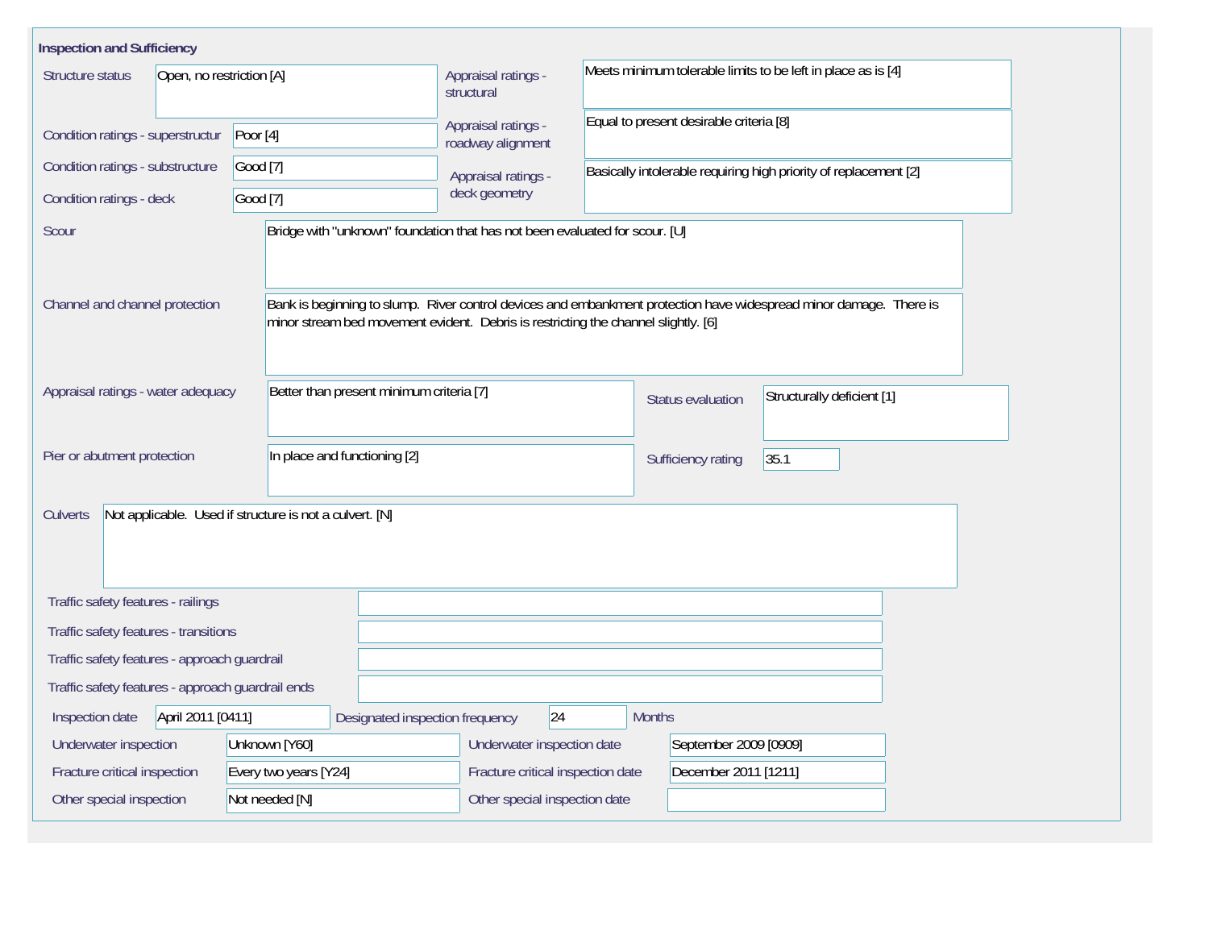## Inspection and Sufficiency

| Field | Value |
|---|---|
| Structure status | Open, no restriction [A] |
| Condition ratings - superstructur | Poor [4] |
| Condition ratings - substructure | Good [7] |
| Condition ratings - deck | Good [7] |
| Appraisal ratings - structural | Meets minimum tolerable limits to be left in place as is [4] |
| Appraisal ratings - roadway alignment | Equal to present desirable criteria [8] |
| Appraisal ratings - deck geometry | Basically intolerable requiring high priority of replacement [2] |
| Scour | Bridge with "unknown" foundation that has not been evaluated for scour. [U] |
| Channel and channel protection | Bank is beginning to slump. River control devices and embankment protection have widespread minor damage. There is minor stream bed movement evident. Debris is restricting the channel slightly. [6] |
| Appraisal ratings - water adequacy | Better than present minimum criteria [7] |
| Status evaluation | Structurally deficient [1] |
| Pier or abutment protection | In place and functioning [2] |
| Sufficiency rating | 35.1 |
| Culverts | Not applicable. Used if structure is not a culvert. [N] |
| Traffic safety features - railings | |
| Traffic safety features - transitions | |
| Traffic safety features - approach guardrail | |
| Traffic safety features - approach guardrail ends | |
| Inspection date | April 2011 [0411] |
| Designated inspection frequency | 24 Months |
| Underwater inspection | Unknown [Y60] |
| Underwater inspection date | September 2009 [0909] |
| Fracture critical inspection | Every two years [Y24] |
| Fracture critical inspection date | December 2011 [1211] |
| Other special inspection | Not needed [N] |
| Other special inspection date | |